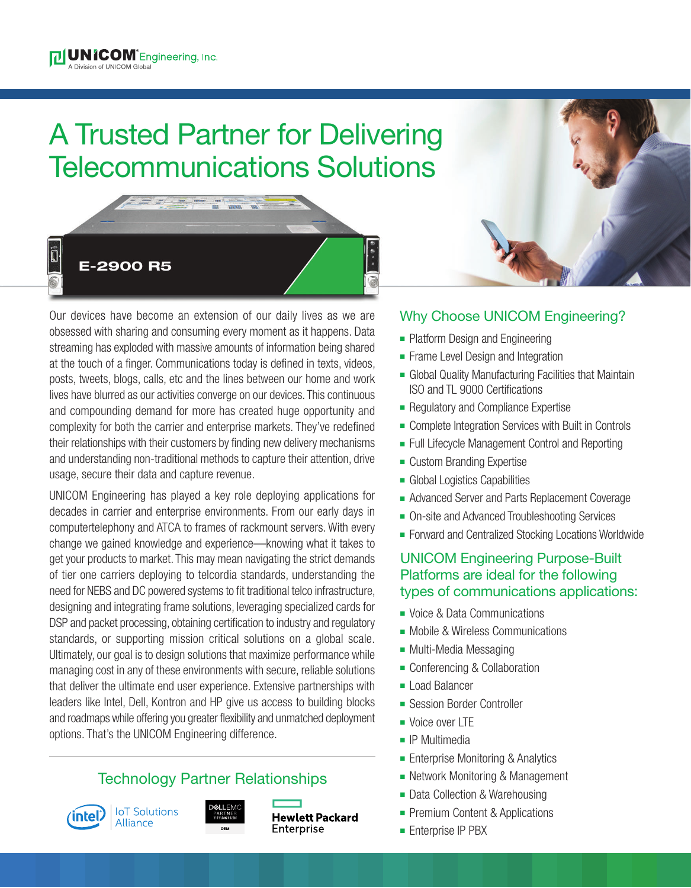# A Trusted Partner for Delivering Telecommunications Solutions

E-2900 R5

Our devices have become an extension of our daily lives as we are obsessed with sharing and consuming every moment as it happens. Data streaming has exploded with massive amounts of information being shared at the touch of a finger. Communications today is defined in texts, videos, posts, tweets, blogs, calls, etc and the lines between our home and work lives have blurred as our activities converge on our devices. This continuous and compounding demand for more has created huge opportunity and complexity for both the carrier and enterprise markets. They've redefined their relationships with their customers by finding new delivery mechanisms and understanding non-traditional methods to capture their attention, drive usage, secure their data and capture revenue.

UNICOM Engineering has played a key role deploying applications for decades in carrier and enterprise environments. From our early days in computertelephony and ATCA to frames of rackmount servers. With every change we gained knowledge and experience—knowing what it takes to get your products to market. This may mean navigating the strict demands of tier one carriers deploying to telcordia standards, understanding the need for NEBS and DC powered systems to fit traditional telco infrastructure, designing and integrating frame solutions, leveraging specialized cards for DSP and packet processing, obtaining certification to industry and regulatory standards, or supporting mission critical solutions on a global scale. Ultimately, our goal is to design solutions that maximize performance while managing cost in any of these environments with secure, reliable solutions that deliver the ultimate end user experience. Extensive partnerships with leaders like Intel, Dell, Kontron and HP give us access to building blocks and roadmaps while offering you greater flexibility and unmatched deployment options. That's the UNICOM Engineering difference.

## Technology Partner Relationships

Intel IoT Solutions Alliance | Dell EMC Partner Titanium OEM | Hewlett Packard Enterprise

## Why Choose UNICOM Engineering?

- Platform Design and Engineering
- Frame Level Design and Integration
- Global Quality Manufacturing Facilities that Maintain ISO and TL 9000 Certifications
- Regulatory and Compliance Expertise
- Complete Integration Services with Built in Controls
- Full Lifecycle Management Control and Reporting
- Custom Branding Expertise
- Global Logistics Capabilities
- Advanced Server and Parts Replacement Coverage
- On-site and Advanced Troubleshooting Services
- Forward and Centralized Stocking Locations Worldwide

## UNICOM Engineering Purpose-Built Platforms are ideal for the following types of communications applications:

- Voice & Data Communications
- Mobile & Wireless Communications
- Multi-Media Messaging
- Conferencing & Collaboration
- Load Balancer
- Session Border Controller
- Voice over LTE
- IP Multimedia
- Enterprise Monitoring & Analytics
- Network Monitoring & Management
- Data Collection & Warehousing
- Premium Content & Applications
- Enterprise IP PBX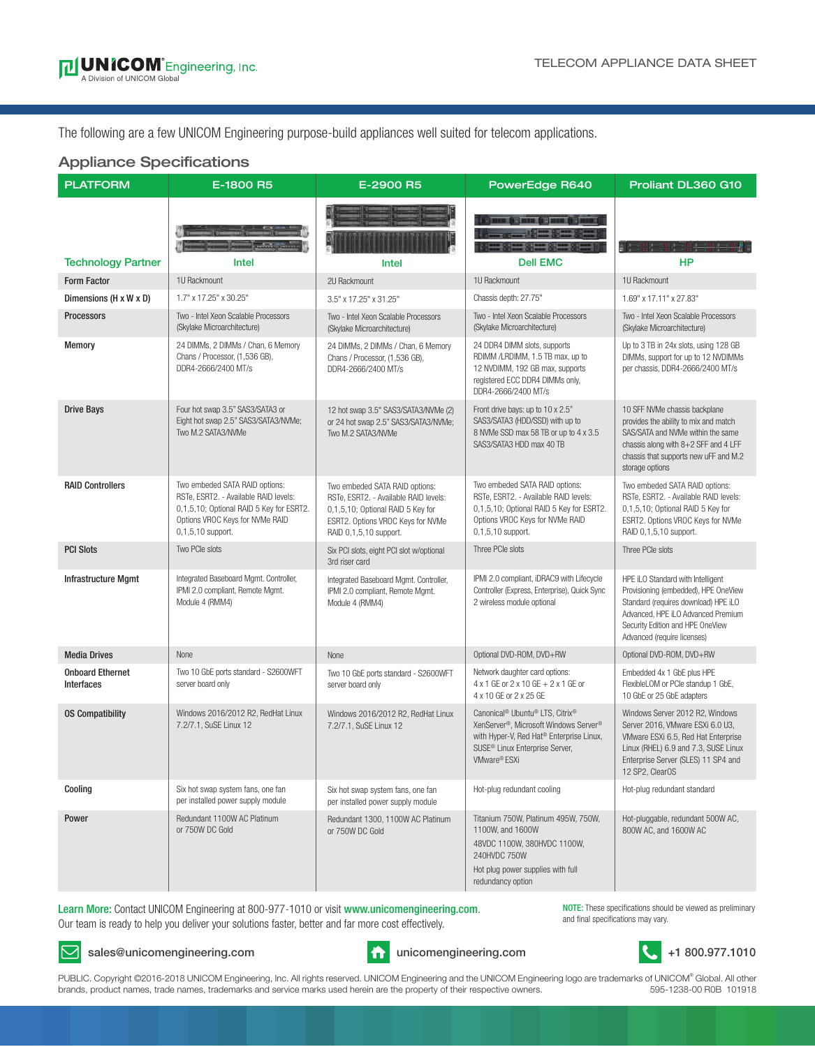The following are a few UNICOM Engineering purpose-build appliances well suited for telecom applications.

## Appliance Specifications

| PLATFORM | E-1800 R5 | E-2900 R5 | PowerEdge R640 | Proliant DL360 G10 |
|---|---|---|---|---|
| Technology Partner | Intel | Intel | Dell EMC | HP |
| Form Factor | 1U Rackmount | 2U Rackmount | 1U Rackmount | 1U Rackmount |
| Dimensions (H x W x D) | 1.7" x 17.25" x 30.25" | 3.5" x 17.25" x 31.25" | Chassis depth: 27.75" | 1.69" x 17.11" x 27.83" |
| Processors | Two - Intel Xeon Scalable Processors (Skylake Microarchitecture) | Two - Intel Xeon Scalable Processors (Skylake Microarchitecture) | Two - Intel Xeon Scalable Processors (Skylake Microarchitecture) | Two - Intel Xeon Scalable Processors (Skylake Microarchitecture) |
| Memory | 24 DIMMs, 2 DIMMs / Chan, 6 Memory Chans / Processor, (1,536 GB), DDR4-2666/2400 MT/s | 24 DIMMs, 2 DIMMs / Chan, 6 Memory Chans / Processor, (1,536 GB), DDR4-2666/2400 MT/s | 24 DDR4 DIMM slots, supports RDIMM /LRDIMM, 1.5 TB max, up to 12 NVDIMM, 192 GB max, supports registered ECC DDR4 DIMMs only, DDR4-2666/2400 MT/s | Up to 3 TB in 24x slots, using 128 GB DIMMs, support for up to 12 NVDIMMs per chassis, DDR4-2666/2400 MT/s |
| Drive Bays | Four hot swap 3.5" SAS3/SATA3 or Eight hot swap 2.5" SAS3/SATA3/NVMe; Two M.2 SATA3/NVMe | 12 hot swap 3.5" SAS3/SATA3/NVMe (2) or 24 hot swap 2.5" SAS3/SATA3/NVMe; Two M.2 SATA3/NVMe | Front drive bays: up to 10 x 2.5" SAS3/SATA3 (HDD/SSD) with up to 8 NVMe SSD max 58 TB or up to 4 x 3.5 SAS3/SATA3 HDD max 40 TB | 10 SFF NVMe chassis backplane provides the ability to mix and match SAS/SATA and NVMe within the same chassis along with 8+2 SFF and 4 LFF chassis that supports new uFF and M.2 storage options |
| RAID Controllers | Two embeded SATA RAID options: RSTe, ESRT2. - Available RAID levels: 0,1,5,10; Optional RAID 5 Key for ESRT2. Options VROC Keys for NVMe RAID 0,1,5,10 support. | Two embeded SATA RAID options: RSTe, ESRT2. - Available RAID levels: 0,1,5,10; Optional RAID 5 Key for ESRT2. Options VROC Keys for NVMe RAID 0,1,5,10 support. | Two embeded SATA RAID options: RSTe, ESRT2. - Available RAID levels: 0,1,5,10; Optional RAID 5 Key for ESRT2. Options VROC Keys for NVMe RAID 0,1,5,10 support. | Two embeded SATA RAID options: RSTe, ESRT2. - Available RAID levels: 0,1,5,10; Optional RAID 5 Key for ESRT2. Options VROC Keys for NVMe RAID 0,1,5,10 support. |
| PCI Slots | Two PCIe slots | Six PCI slots, eight PCI slot w/optional 3rd riser card | Three PCIe slots | Three PCIe slots |
| Infrastructure Mgmt | Integrated Baseboard Mgmt. Controller, IPMI 2.0 compliant, Remote Mgmt. Module 4 (RMM4) | Integrated Baseboard Mgmt. Controller, IPMI 2.0 compliant, Remote Mgmt. Module 4 (RMM4) | IPMI 2.0 compliant, iDRAC9 with Lifecycle Controller (Express, Enterprise), Quick Sync 2 wireless module optional | HPE iLO Standard with Intelligent Provisioning (embedded), HPE OneView Standard (requires download) HPE iLO Advanced, HPE iLO Advanced Premium Security Edition and HPE OneView Advanced (require licenses) |
| Media Drives | None | None | Optional DVD-ROM, DVD+RW | Optional DVD-ROM, DVD+RW |
| Onboard Ethernet Interfaces | Two 10 GbE ports standard - S2600WFT server board only | Two 10 GbE ports standard - S2600WFT server board only | Network daughter card options: 4 x 1 GE or 2 x 10 GE + 2 x 1 GE or 4 x 10 GE or 2 x 25 GE | Embedded 4x 1 GbE plus HPE FlexibleLOM or PCIe standup 1 GbE, 10 GbE or 25 GbE adapters |
| OS Compatibility | Windows 2016/2012 R2, RedHat Linux 7.2/7.1, SuSE Linux 12 | Windows 2016/2012 R2, RedHat Linux 7.2/7.1, SuSE Linux 12 | Canonical® Ubuntu® LTS, Citrix® XenServer®, Microsoft Windows Server® with Hyper-V, Red Hat® Enterprise Linux, SUSE® Linux Enterprise Server, VMware® ESXi | Windows Server 2012 R2, Windows Server 2016, VMware ESXi 6.0 U3, VMware ESXi 6.5, Red Hat Enterprise Linux (RHEL) 6.9 and 7.3, SUSE Linux Enterprise Server (SLES) 11 SP4 and 12 SP2, ClearOS |
| Cooling | Six hot swap system fans, one fan per installed power supply module | Six hot swap system fans, one fan per installed power supply module | Hot-plug redundant cooling | Hot-plug redundant standard |
| Power | Redundant 1100W AC Platinum or 750W DC Gold | Redundant 1300, 1100W AC Platinum or 750W DC Gold | Titanium 750W, Platinum 495W, 750W, 1100W, and 1600W<br>48VDC 1100W, 380HVDC 1100W, 240HVDC 750W<br>Hot plug power supplies with full redundancy option | Hot-pluggable, redundant 500W AC, 800W AC, and 1600W AC |

**Learn More:** Contact UNICOM Engineering at 800-977-1010 or visit www.unicomengineering.com. Our team is ready to help you deliver your solutions faster, better and far more cost effectively.

**NOTE:** These specifications should be viewed as preliminary and final specifications may vary.

sales@unicomengineering.com

unicomengineering.com

+1 800.977.1010

PUBLIC. Copyright ©2016-2018 UNICOM Engineering, Inc. All rights reserved. UNICOM Engineering and the UNICOM Engineering logo are trademarks of UNICOM® Global. All other brands, product names, trade names, trademarks and service marks used herein are the property of their respective owners. 595-1238-00 R0B 101918